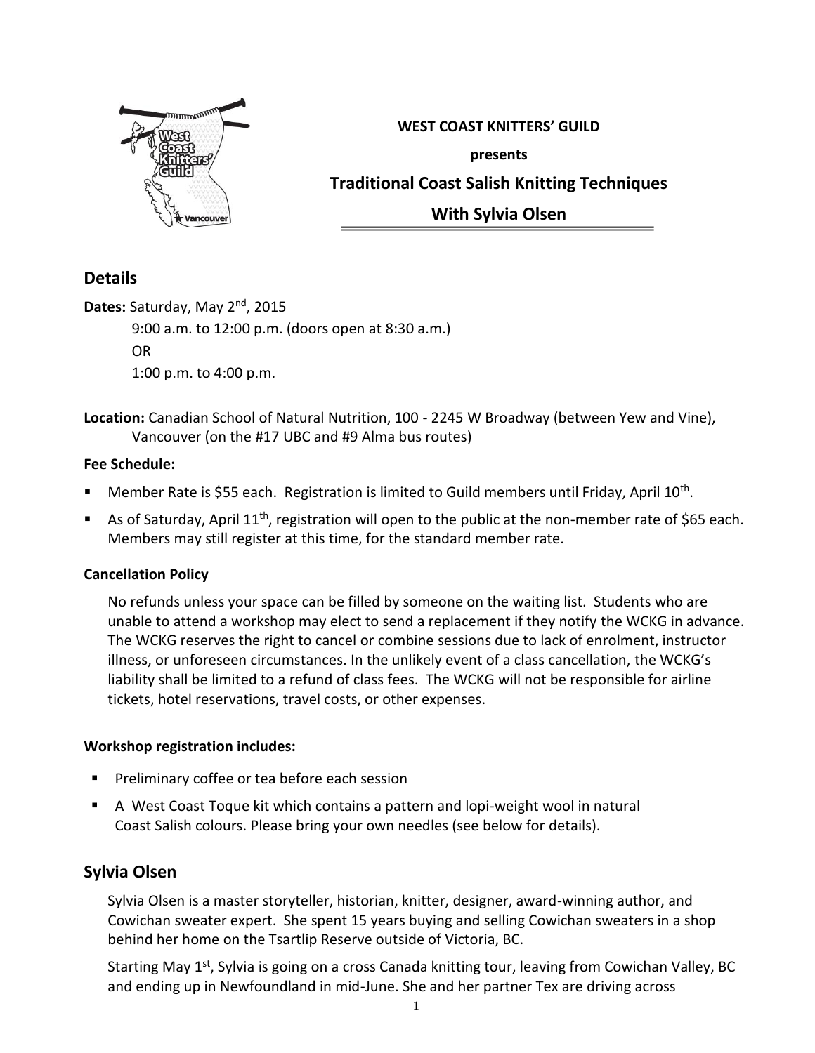**WEST COAST KNITTERS' GUILD**

**presents**

## Traditional Coast Salish Knitting Techniques

## With Sylvia Olsen

## Details

**Dates:** Saturday, May 2nd, 2015

9:00 a.m. to 12:00 p.m. (doors open at 8:30 a.m.)

OR

1:00 p.m. to 4:00 p.m.

**Location:** Canadian School of Natural Nutrition, 100 - 2245 W Broadway (between Yew and Vine), Vancouver (on the #17 UBC and #9 Alma bus routes)

**Fee Schedule:**

- Member Rate is $55 each. Registration is limited to Guild members until Friday, April 10th.
- As of Saturday, April 11th, registration will open to the public at the non-member rate of $65 each. Members may still register at this time, for the standard member rate.

**Cancellation Policy**

No refunds unless your space can be filled by someone on the waiting list. Students who are unable to attend a workshop may elect to send a replacement if they notify the WCKG in advance. The WCKG reserves the right to cancel or combine sessions due to lack of enrolment, instructor illness, or unforeseen circumstances. In the unlikely event of a class cancellation, the WCKG's liability shall be limited to a refund of class fees. The WCKG will not be responsible for airline tickets, hotel reservations, travel costs, or other expenses.

**Workshop registration includes:**

- Preliminary coffee or tea before each session
- A West Coast Toque kit which contains a pattern and lopi-weight wool in natural Coast Salish colours. Please bring your own needles (see below for details).

## Sylvia Olsen

Sylvia Olsen is a master storyteller, historian, knitter, designer, award-winning author, and Cowichan sweater expert. She spent 15 years buying and selling Cowichan sweaters in a shop behind her home on the Tsartlip Reserve outside of Victoria, BC.

Starting May 1st, Sylvia is going on a cross Canada knitting tour, leaving from Cowichan Valley, BC and ending up in Newfoundland in mid-June. She and her partner Tex are driving across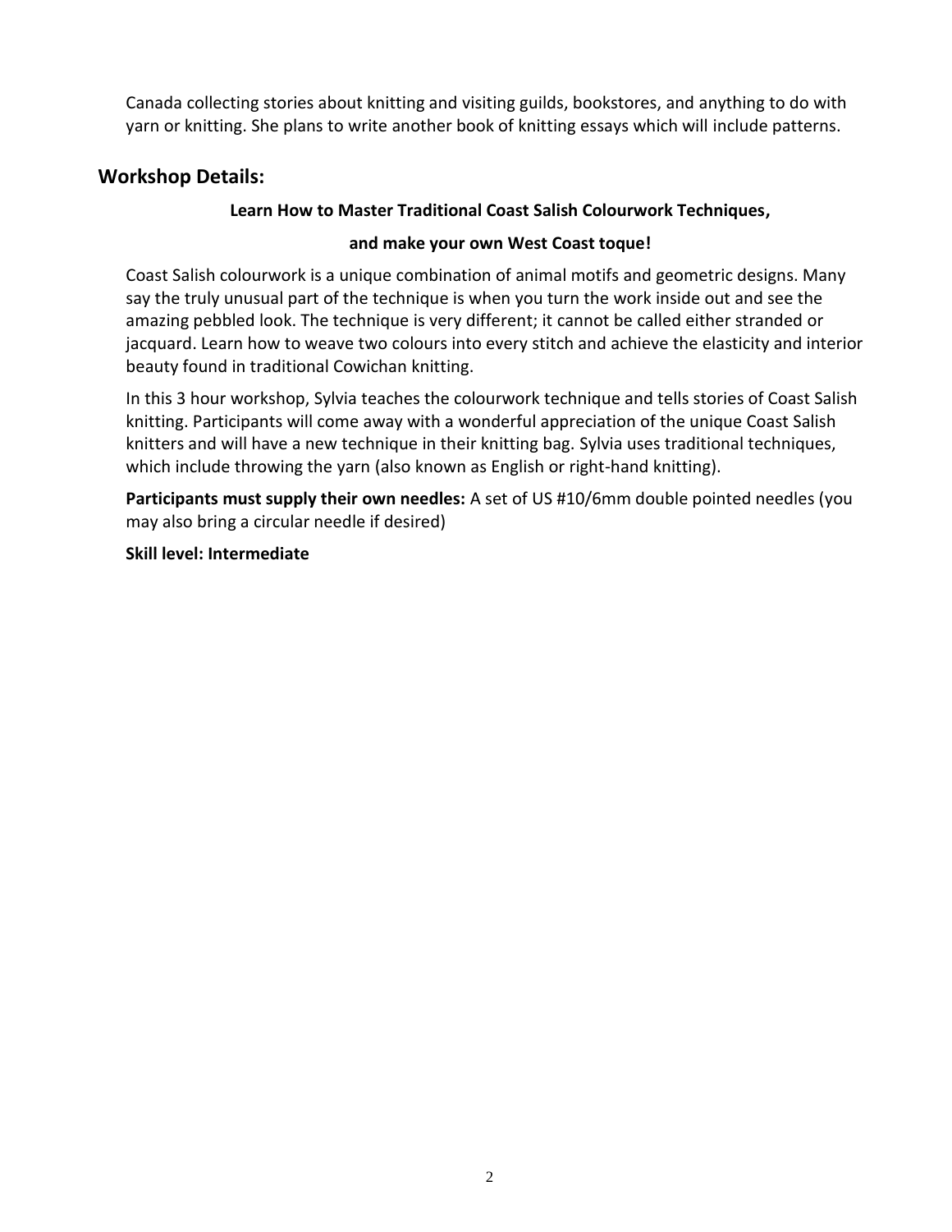Canada collecting stories about knitting and visiting guilds, bookstores, and anything to do with yarn or knitting. She plans to write another book of knitting essays which will include patterns.

## Workshop Details:

**Learn How to Master Traditional Coast Salish Colourwork Techniques,**

**and make your own West Coast toque!**

Coast Salish colourwork is a unique combination of animal motifs and geometric designs. Many say the truly unusual part of the technique is when you turn the work inside out and see the amazing pebbled look. The technique is very different; it cannot be called either stranded or jacquard. Learn how to weave two colours into every stitch and achieve the elasticity and interior beauty found in traditional Cowichan knitting.

In this 3 hour workshop, Sylvia teaches the colourwork technique and tells stories of Coast Salish knitting. Participants will come away with a wonderful appreciation of the unique Coast Salish knitters and will have a new technique in their knitting bag. Sylvia uses traditional techniques, which include throwing the yarn (also known as English or right-hand knitting).

**Participants must supply their own needles:** A set of US #10/6mm double pointed needles (you may also bring a circular needle if desired)

**Skill level: Intermediate**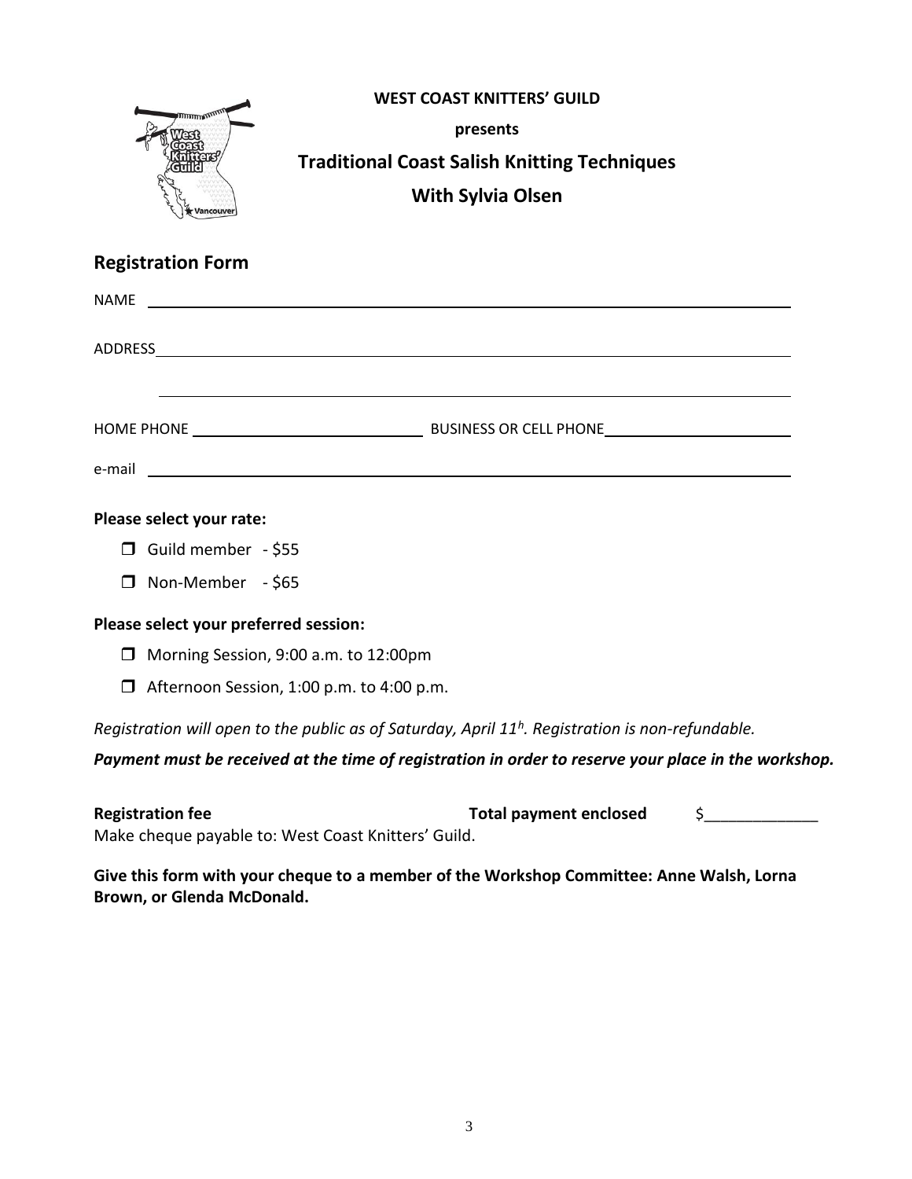**WEST COAST KNITTERS' GUILD**

**presents**

# Traditional Coast Salish Knitting Techniques

## With Sylvia Olsen

## Registration Form

NAME ______________________________________________

ADDRESS ______________________________________________

______________________________________________

HOME PHONE ____________________ BUSINESS OR CELL PHONE ____________________

e-mail ______________________________________________

**Please select your rate:**

- ☐ Guild member - $55
- ☐ Non-Member - $65

**Please select your preferred session:**

- ☐ Morning Session, 9:00 a.m. to 12:00pm
- ☐ Afternoon Session, 1:00 p.m. to 4:00 p.m.

*Registration will open to the public as of Saturday, April 11h. Registration is non-refundable.*

***Payment must be received at the time of registration in order to reserve your place in the workshop.***

**Registration fee** **Total payment enclosed** $_____________

Make cheque payable to: West Coast Knitters' Guild.

**Give this form with your cheque to a member of the Workshop Committee: Anne Walsh, Lorna Brown, or Glenda McDonald.**